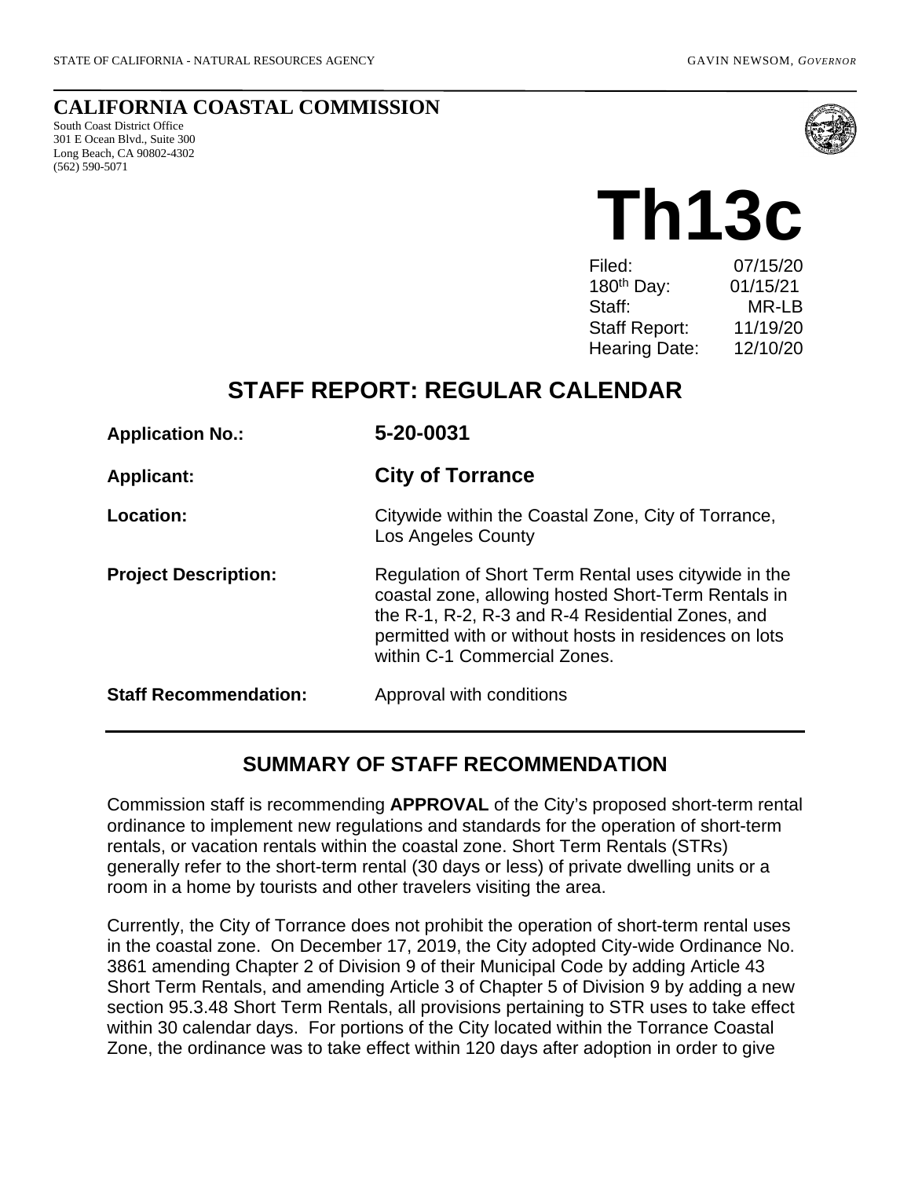STATE OF CALIFORNIA - NATURAL RESOURCES AGENCY GAVIN NEWSOM, *GOVERNOR*

**CALIFORNIA COASTAL COMMISSION**
South Coast District Office
301 E Ocean Blvd., Suite 300
Long Beach, CA 90802-4302
(562) 590-5071

# Th13c

| | |
|---|---|
| Filed: | 07/15/20 |
| 180th Day: | 01/15/21 |
| Staff: | MR-LB |
| Staff Report: | 11/19/20 |
| Hearing Date: | 12/10/20 |

## STAFF REPORT: REGULAR CALENDAR

| | |
|---|---|
| **Application No.:** | **5-20-0031** |
| **Applicant:** | **City of Torrance** |
| **Location:** | Citywide within the Coastal Zone, City of Torrance, Los Angeles County |
| **Project Description:** | Regulation of Short Term Rental uses citywide in the coastal zone, allowing hosted Short-Term Rentals in the R-1, R-2, R-3 and R-4 Residential Zones, and permitted with or without hosts in residences on lots within C-1 Commercial Zones. |
| **Staff Recommendation:** | Approval with conditions |

## SUMMARY OF STAFF RECOMMENDATION

Commission staff is recommending **APPROVAL** of the City's proposed short-term rental ordinance to implement new regulations and standards for the operation of short-term rentals, or vacation rentals within the coastal zone. Short Term Rentals (STRs) generally refer to the short-term rental (30 days or less) of private dwelling units or a room in a home by tourists and other travelers visiting the area.

Currently, the City of Torrance does not prohibit the operation of short-term rental uses in the coastal zone. On December 17, 2019, the City adopted City-wide Ordinance No. 3861 amending Chapter 2 of Division 9 of their Municipal Code by adding Article 43 Short Term Rentals, and amending Article 3 of Chapter 5 of Division 9 by adding a new section 95.3.48 Short Term Rentals, all provisions pertaining to STR uses to take effect within 30 calendar days. For portions of the City located within the Torrance Coastal Zone, the ordinance was to take effect within 120 days after adoption in order to give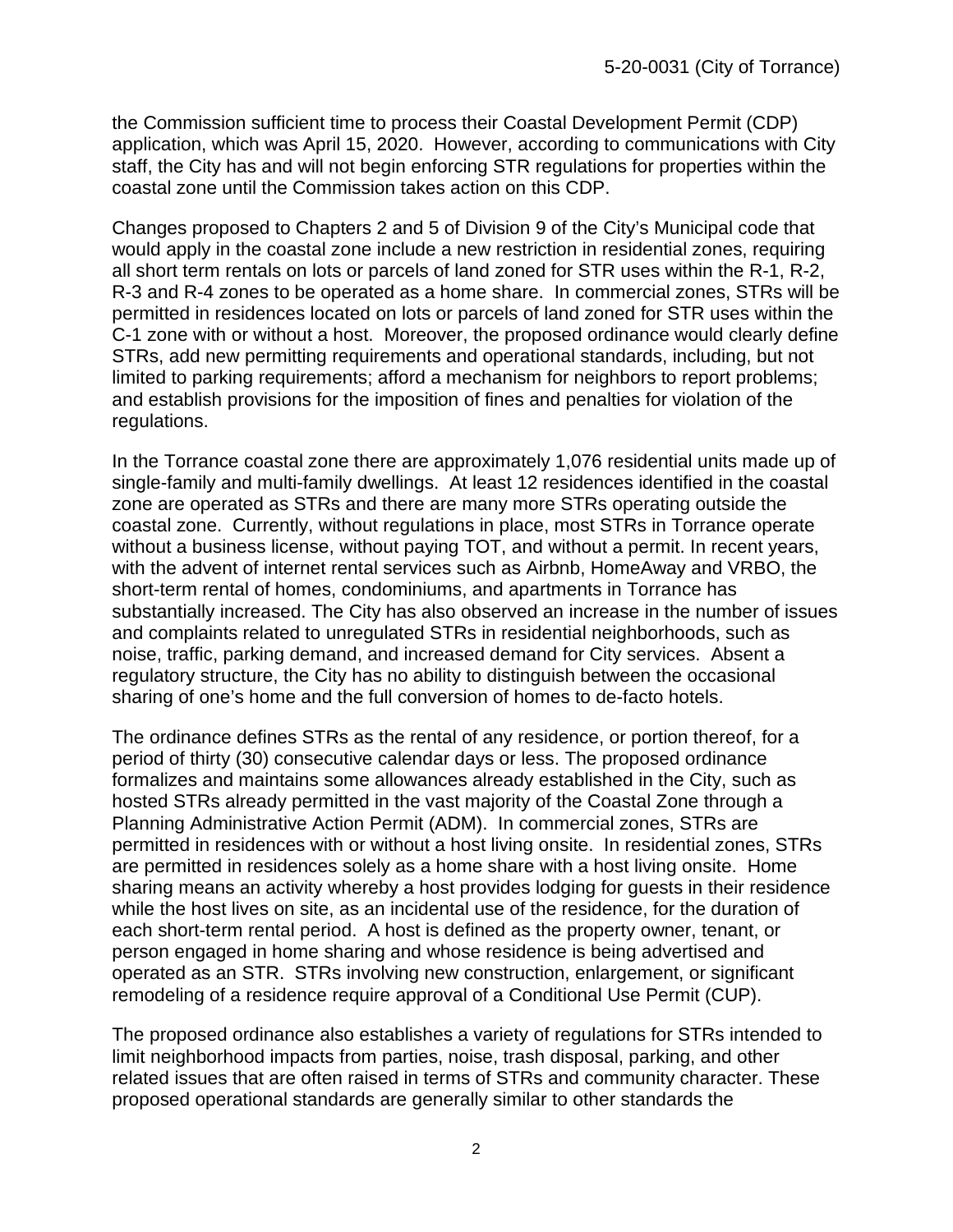the Commission sufficient time to process their Coastal Development Permit (CDP) application, which was April 15, 2020. However, according to communications with City staff, the City has and will not begin enforcing STR regulations for properties within the coastal zone until the Commission takes action on this CDP.

Changes proposed to Chapters 2 and 5 of Division 9 of the City's Municipal code that would apply in the coastal zone include a new restriction in residential zones, requiring all short term rentals on lots or parcels of land zoned for STR uses within the R-1, R-2, R-3 and R-4 zones to be operated as a home share. In commercial zones, STRs will be permitted in residences located on lots or parcels of land zoned for STR uses within the C-1 zone with or without a host. Moreover, the proposed ordinance would clearly define STRs, add new permitting requirements and operational standards, including, but not limited to parking requirements; afford a mechanism for neighbors to report problems; and establish provisions for the imposition of fines and penalties for violation of the regulations.

In the Torrance coastal zone there are approximately 1,076 residential units made up of single-family and multi-family dwellings. At least 12 residences identified in the coastal zone are operated as STRs and there are many more STRs operating outside the coastal zone. Currently, without regulations in place, most STRs in Torrance operate without a business license, without paying TOT, and without a permit. In recent years, with the advent of internet rental services such as Airbnb, HomeAway and VRBO, the short-term rental of homes, condominiums, and apartments in Torrance has substantially increased. The City has also observed an increase in the number of issues and complaints related to unregulated STRs in residential neighborhoods, such as noise, traffic, parking demand, and increased demand for City services. Absent a regulatory structure, the City has no ability to distinguish between the occasional sharing of one's home and the full conversion of homes to de-facto hotels.

The ordinance defines STRs as the rental of any residence, or portion thereof, for a period of thirty (30) consecutive calendar days or less. The proposed ordinance formalizes and maintains some allowances already established in the City, such as hosted STRs already permitted in the vast majority of the Coastal Zone through a Planning Administrative Action Permit (ADM). In commercial zones, STRs are permitted in residences with or without a host living onsite. In residential zones, STRs are permitted in residences solely as a home share with a host living onsite. Home sharing means an activity whereby a host provides lodging for guests in their residence while the host lives on site, as an incidental use of the residence, for the duration of each short-term rental period. A host is defined as the property owner, tenant, or person engaged in home sharing and whose residence is being advertised and operated as an STR. STRs involving new construction, enlargement, or significant remodeling of a residence require approval of a Conditional Use Permit (CUP).

The proposed ordinance also establishes a variety of regulations for STRs intended to limit neighborhood impacts from parties, noise, trash disposal, parking, and other related issues that are often raised in terms of STRs and community character. These proposed operational standards are generally similar to other standards the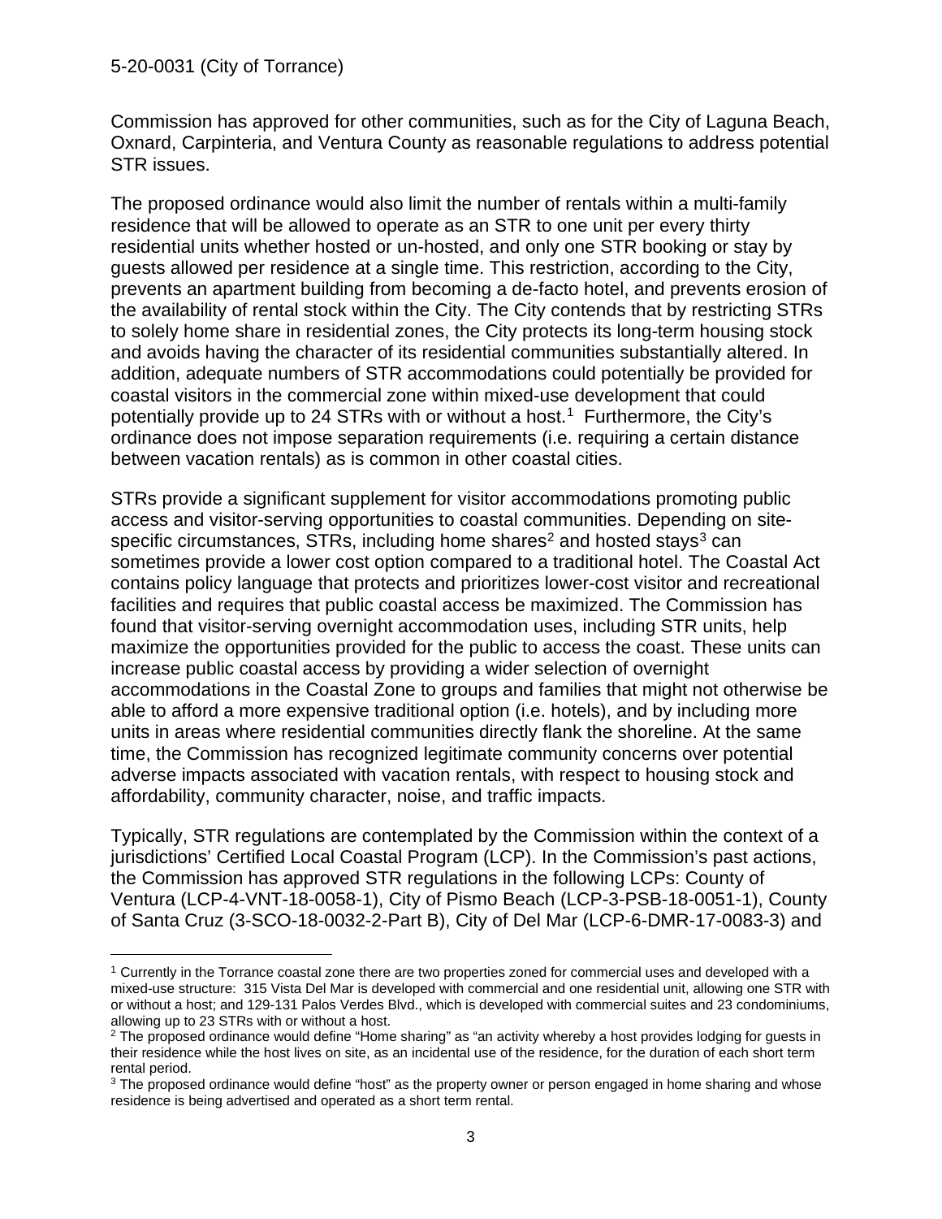Commission has approved for other communities, such as for the City of Laguna Beach, Oxnard, Carpinteria, and Ventura County as reasonable regulations to address potential STR issues.

The proposed ordinance would also limit the number of rentals within a multi-family residence that will be allowed to operate as an STR to one unit per every thirty residential units whether hosted or un-hosted, and only one STR booking or stay by guests allowed per residence at a single time. This restriction, according to the City, prevents an apartment building from becoming a de-facto hotel, and prevents erosion of the availability of rental stock within the City. The City contends that by restricting STRs to solely home share in residential zones, the City protects its long-term housing stock and avoids having the character of its residential communities substantially altered. In addition, adequate numbers of STR accommodations could potentially be provided for coastal visitors in the commercial zone within mixed-use development that could potentially provide up to 24 STRs with or without a host.[1] Furthermore, the City's ordinance does not impose separation requirements (i.e. requiring a certain distance between vacation rentals) as is common in other coastal cities.

STRs provide a significant supplement for visitor accommodations promoting public access and visitor-serving opportunities to coastal communities. Depending on site-specific circumstances, STRs, including home shares[2] and hosted stays[3] can sometimes provide a lower cost option compared to a traditional hotel. The Coastal Act contains policy language that protects and prioritizes lower-cost visitor and recreational facilities and requires that public coastal access be maximized. The Commission has found that visitor-serving overnight accommodation uses, including STR units, help maximize the opportunities provided for the public to access the coast. These units can increase public coastal access by providing a wider selection of overnight accommodations in the Coastal Zone to groups and families that might not otherwise be able to afford a more expensive traditional option (i.e. hotels), and by including more units in areas where residential communities directly flank the shoreline. At the same time, the Commission has recognized legitimate community concerns over potential adverse impacts associated with vacation rentals, with respect to housing stock and affordability, community character, noise, and traffic impacts.

Typically, STR regulations are contemplated by the Commission within the context of a jurisdictions' Certified Local Coastal Program (LCP). In the Commission's past actions, the Commission has approved STR regulations in the following LCPs: County of Ventura (LCP-4-VNT-18-0058-1), City of Pismo Beach (LCP-3-PSB-18-0051-1), County of Santa Cruz (3-SCO-18-0032-2-Part B), City of Del Mar (LCP-6-DMR-17-0083-3) and

---

[1] Currently in the Torrance coastal zone there are two properties zoned for commercial uses and developed with a mixed-use structure: 315 Vista Del Mar is developed with commercial and one residential unit, allowing one STR with or without a host; and 129-131 Palos Verdes Blvd., which is developed with commercial suites and 23 condominiums, allowing up to 23 STRs with or without a host.

[2] The proposed ordinance would define "Home sharing" as "an activity whereby a host provides lodging for guests in their residence while the host lives on site, as an incidental use of the residence, for the duration of each short term rental period.

[3] The proposed ordinance would define "host" as the property owner or person engaged in home sharing and whose residence is being advertised and operated as a short term rental.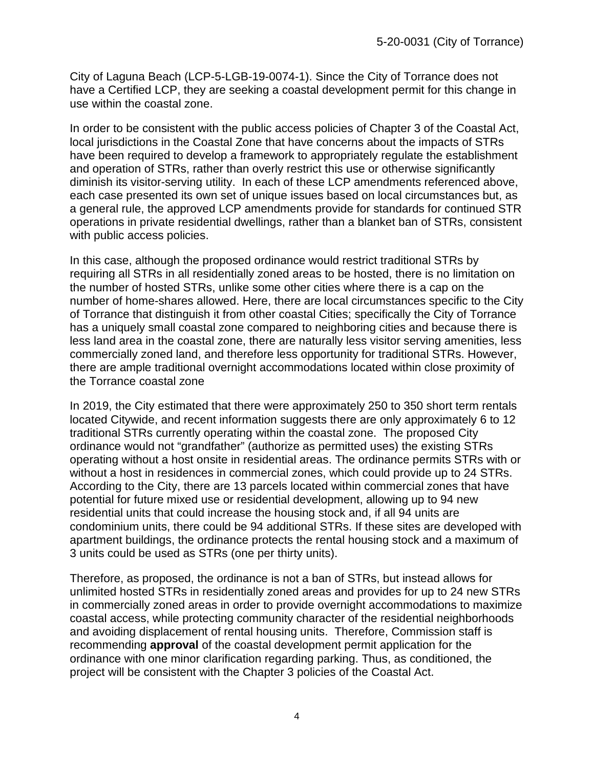City of Laguna Beach (LCP-5-LGB-19-0074-1). Since the City of Torrance does not have a Certified LCP, they are seeking a coastal development permit for this change in use within the coastal zone.

In order to be consistent with the public access policies of Chapter 3 of the Coastal Act, local jurisdictions in the Coastal Zone that have concerns about the impacts of STRs have been required to develop a framework to appropriately regulate the establishment and operation of STRs, rather than overly restrict this use or otherwise significantly diminish its visitor-serving utility. In each of these LCP amendments referenced above, each case presented its own set of unique issues based on local circumstances but, as a general rule, the approved LCP amendments provide for standards for continued STR operations in private residential dwellings, rather than a blanket ban of STRs, consistent with public access policies.

In this case, although the proposed ordinance would restrict traditional STRs by requiring all STRs in all residentially zoned areas to be hosted, there is no limitation on the number of hosted STRs, unlike some other cities where there is a cap on the number of home-shares allowed. Here, there are local circumstances specific to the City of Torrance that distinguish it from other coastal Cities; specifically the City of Torrance has a uniquely small coastal zone compared to neighboring cities and because there is less land area in the coastal zone, there are naturally less visitor serving amenities, less commercially zoned land, and therefore less opportunity for traditional STRs. However, there are ample traditional overnight accommodations located within close proximity of the Torrance coastal zone

In 2019, the City estimated that there were approximately 250 to 350 short term rentals located Citywide, and recent information suggests there are only approximately 6 to 12 traditional STRs currently operating within the coastal zone. The proposed City ordinance would not "grandfather" (authorize as permitted uses) the existing STRs operating without a host onsite in residential areas. The ordinance permits STRs with or without a host in residences in commercial zones, which could provide up to 24 STRs. According to the City, there are 13 parcels located within commercial zones that have potential for future mixed use or residential development, allowing up to 94 new residential units that could increase the housing stock and, if all 94 units are condominium units, there could be 94 additional STRs. If these sites are developed with apartment buildings, the ordinance protects the rental housing stock and a maximum of 3 units could be used as STRs (one per thirty units).

Therefore, as proposed, the ordinance is not a ban of STRs, but instead allows for unlimited hosted STRs in residentially zoned areas and provides for up to 24 new STRs in commercially zoned areas in order to provide overnight accommodations to maximize coastal access, while protecting community character of the residential neighborhoods and avoiding displacement of rental housing units. Therefore, Commission staff is recommending **approval** of the coastal development permit application for the ordinance with one minor clarification regarding parking. Thus, as conditioned, the project will be consistent with the Chapter 3 policies of the Coastal Act.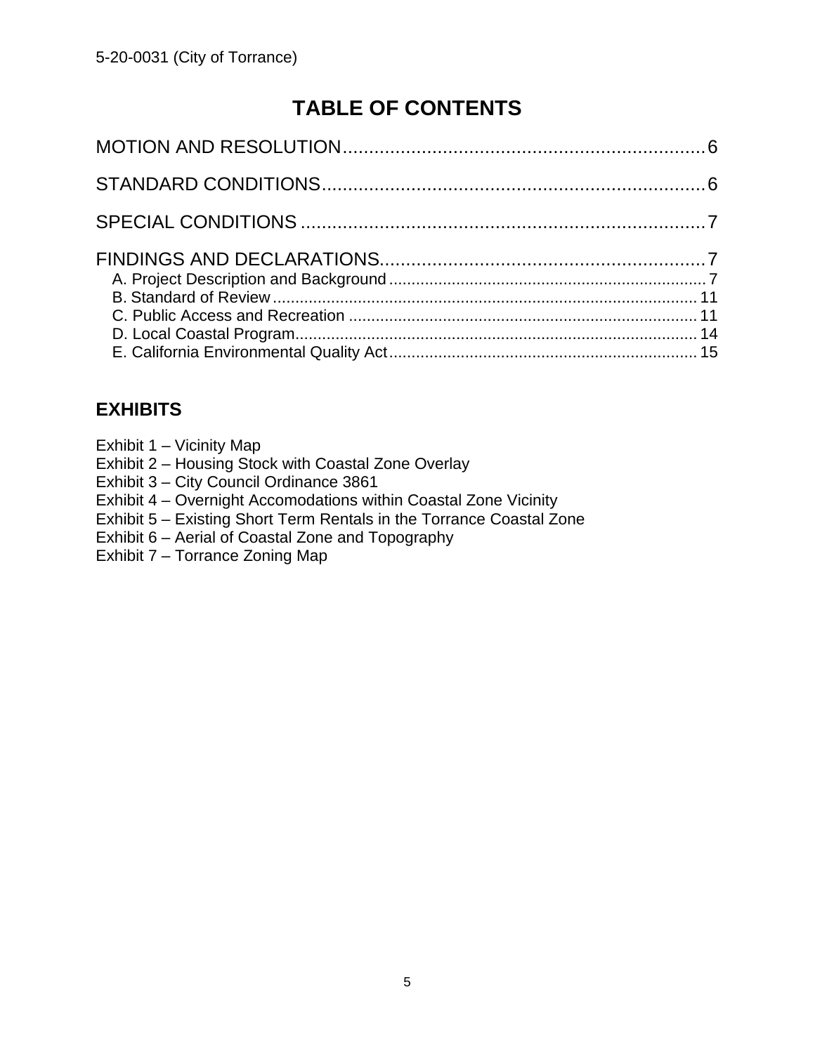# TABLE OF CONTENTS

MOTION AND RESOLUTION ...... 6

STANDARD CONDITIONS ...... 6

SPECIAL CONDITIONS ...... 7

FINDINGS AND DECLARATIONS ...... 7

- A. Project Description and Background ...... 7
- B. Standard of Review ...... 11
- C. Public Access and Recreation ...... 11
- D. Local Coastal Program ...... 14
- E. California Environmental Quality Act ...... 15

## EXHIBITS

Exhibit 1 – Vicinity Map
Exhibit 2 – Housing Stock with Coastal Zone Overlay
Exhibit 3 – City Council Ordinance 3861
Exhibit 4 – Overnight Accomodations within Coastal Zone Vicinity
Exhibit 5 – Existing Short Term Rentals in the Torrance Coastal Zone
Exhibit 6 – Aerial of Coastal Zone and Topography
Exhibit 7 – Torrance Zoning Map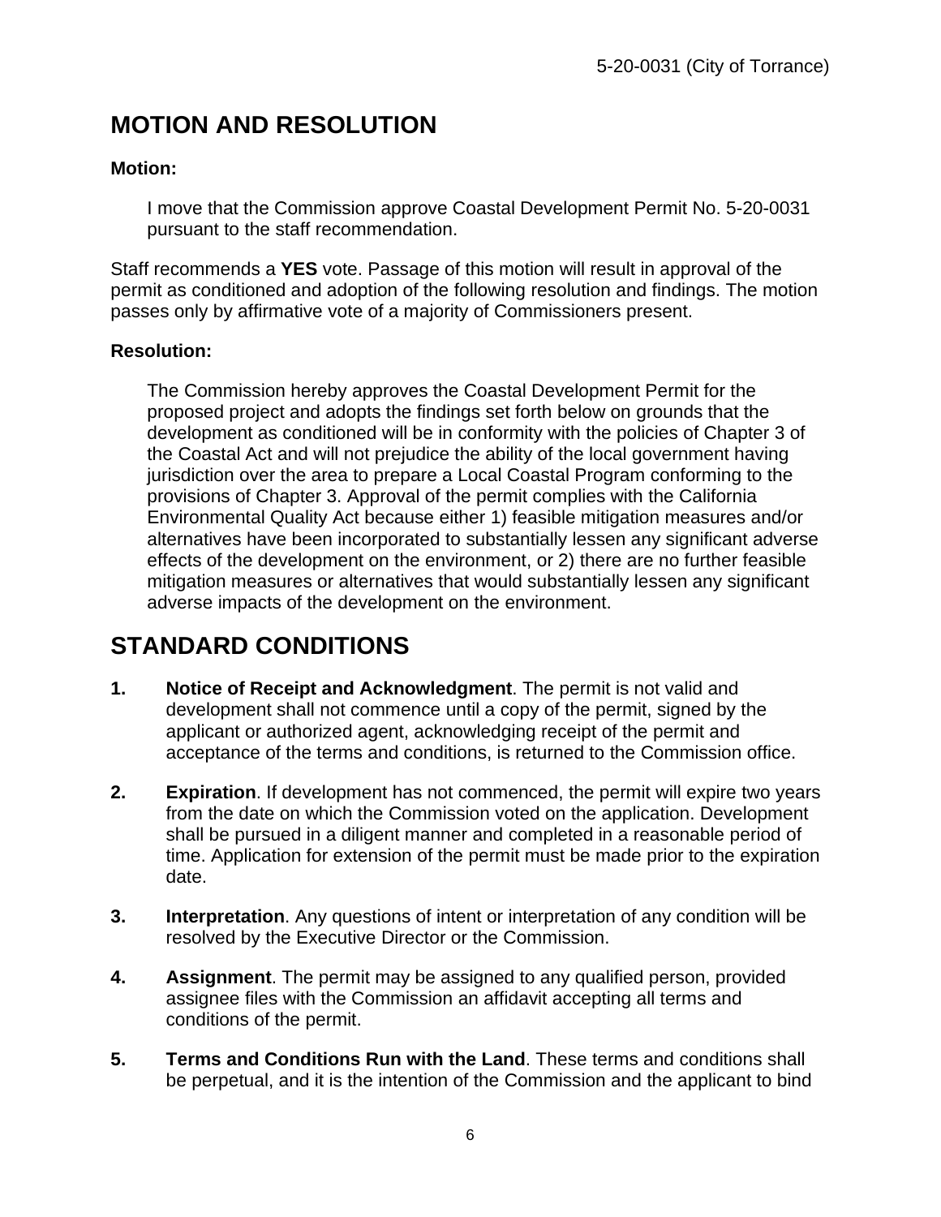## MOTION AND RESOLUTION

**Motion:**

I move that the Commission approve Coastal Development Permit No. 5-20-0031 pursuant to the staff recommendation.

Staff recommends a **YES** vote. Passage of this motion will result in approval of the permit as conditioned and adoption of the following resolution and findings. The motion passes only by affirmative vote of a majority of Commissioners present.

**Resolution:**

The Commission hereby approves the Coastal Development Permit for the proposed project and adopts the findings set forth below on grounds that the development as conditioned will be in conformity with the policies of Chapter 3 of the Coastal Act and will not prejudice the ability of the local government having jurisdiction over the area to prepare a Local Coastal Program conforming to the provisions of Chapter 3. Approval of the permit complies with the California Environmental Quality Act because either 1) feasible mitigation measures and/or alternatives have been incorporated to substantially lessen any significant adverse effects of the development on the environment, or 2) there are no further feasible mitigation measures or alternatives that would substantially lessen any significant adverse impacts of the development on the environment.

## STANDARD CONDITIONS

1. **Notice of Receipt and Acknowledgment**. The permit is not valid and development shall not commence until a copy of the permit, signed by the applicant or authorized agent, acknowledging receipt of the permit and acceptance of the terms and conditions, is returned to the Commission office.

2. **Expiration**. If development has not commenced, the permit will expire two years from the date on which the Commission voted on the application. Development shall be pursued in a diligent manner and completed in a reasonable period of time. Application for extension of the permit must be made prior to the expiration date.

3. **Interpretation**. Any questions of intent or interpretation of any condition will be resolved by the Executive Director or the Commission.

4. **Assignment**. The permit may be assigned to any qualified person, provided assignee files with the Commission an affidavit accepting all terms and conditions of the permit.

5. **Terms and Conditions Run with the Land**. These terms and conditions shall be perpetual, and it is the intention of the Commission and the applicant to bind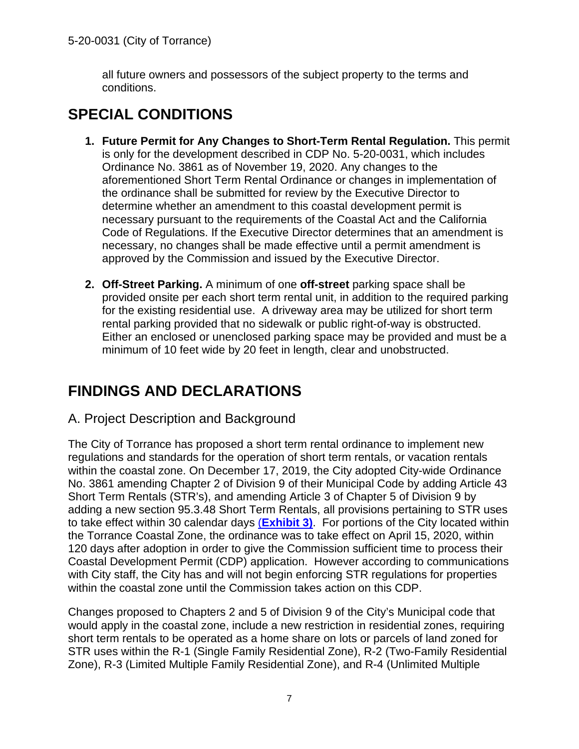all future owners and possessors of the subject property to the terms and conditions.

# SPECIAL CONDITIONS

1. **Future Permit for Any Changes to Short-Term Rental Regulation.** This permit is only for the development described in CDP No. 5-20-0031, which includes Ordinance No. 3861 as of November 19, 2020. Any changes to the aforementioned Short Term Rental Ordinance or changes in implementation of the ordinance shall be submitted for review by the Executive Director to determine whether an amendment to this coastal development permit is necessary pursuant to the requirements of the Coastal Act and the California Code of Regulations. If the Executive Director determines that an amendment is necessary, no changes shall be made effective until a permit amendment is approved by the Commission and issued by the Executive Director.

2. **Off-Street Parking.** A minimum of one **off-street** parking space shall be provided onsite per each short term rental unit, in addition to the required parking for the existing residential use. A driveway area may be utilized for short term rental parking provided that no sidewalk or public right-of-way is obstructed. Either an enclosed or unenclosed parking space may be provided and must be a minimum of 10 feet wide by 20 feet in length, clear and unobstructed.

# FINDINGS AND DECLARATIONS

## A. Project Description and Background

The City of Torrance has proposed a short term rental ordinance to implement new regulations and standards for the operation of short term rentals, or vacation rentals within the coastal zone. On December 17, 2019, the City adopted City-wide Ordinance No. 3861 amending Chapter 2 of Division 9 of their Municipal Code by adding Article 43 Short Term Rentals (STR's), and amending Article 3 of Chapter 5 of Division 9 by adding a new section 95.3.48 Short Term Rentals, all provisions pertaining to STR uses to take effect within 30 calendar days (**Exhibit 3)**. For portions of the City located within the Torrance Coastal Zone, the ordinance was to take effect on April 15, 2020, within 120 days after adoption in order to give the Commission sufficient time to process their Coastal Development Permit (CDP) application. However according to communications with City staff, the City has and will not begin enforcing STR regulations for properties within the coastal zone until the Commission takes action on this CDP.

Changes proposed to Chapters 2 and 5 of Division 9 of the City's Municipal code that would apply in the coastal zone, include a new restriction in residential zones, requiring short term rentals to be operated as a home share on lots or parcels of land zoned for STR uses within the R-1 (Single Family Residential Zone), R-2 (Two-Family Residential Zone), R-3 (Limited Multiple Family Residential Zone), and R-4 (Unlimited Multiple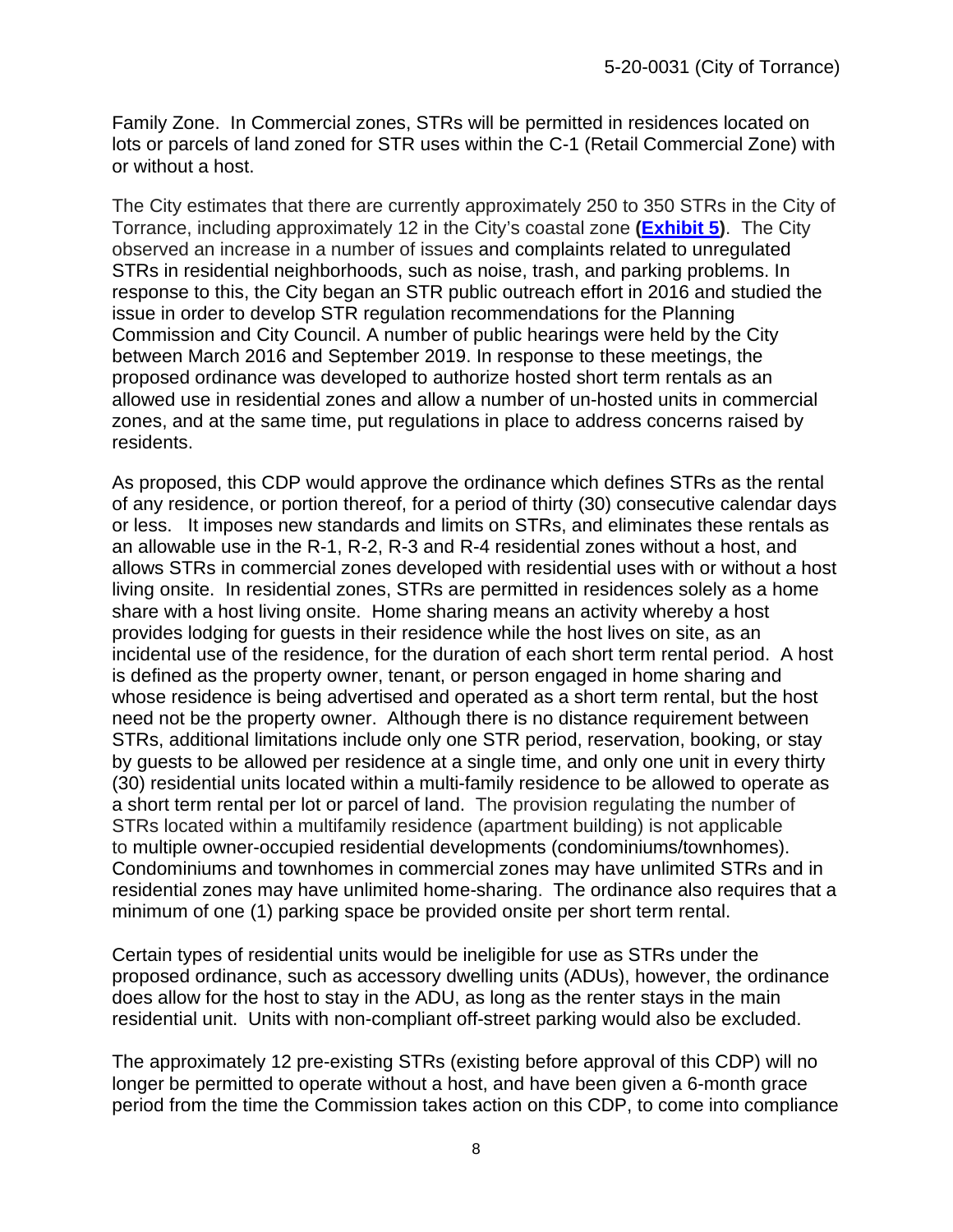Family Zone. In Commercial zones, STRs will be permitted in residences located on lots or parcels of land zoned for STR uses within the C-1 (Retail Commercial Zone) with or without a host.

The City estimates that there are currently approximately 250 to 350 STRs in the City of Torrance, including approximately 12 in the City's coastal zone **(Exhibit 5)**. The City observed an increase in a number of issues and complaints related to unregulated STRs in residential neighborhoods, such as noise, trash, and parking problems. In response to this, the City began an STR public outreach effort in 2016 and studied the issue in order to develop STR regulation recommendations for the Planning Commission and City Council. A number of public hearings were held by the City between March 2016 and September 2019. In response to these meetings, the proposed ordinance was developed to authorize hosted short term rentals as an allowed use in residential zones and allow a number of un-hosted units in commercial zones, and at the same time, put regulations in place to address concerns raised by residents.

As proposed, this CDP would approve the ordinance which defines STRs as the rental of any residence, or portion thereof, for a period of thirty (30) consecutive calendar days or less. It imposes new standards and limits on STRs, and eliminates these rentals as an allowable use in the R-1, R-2, R-3 and R-4 residential zones without a host, and allows STRs in commercial zones developed with residential uses with or without a host living onsite. In residential zones, STRs are permitted in residences solely as a home share with a host living onsite. Home sharing means an activity whereby a host provides lodging for guests in their residence while the host lives on site, as an incidental use of the residence, for the duration of each short term rental period. A host is defined as the property owner, tenant, or person engaged in home sharing and whose residence is being advertised and operated as a short term rental, but the host need not be the property owner. Although there is no distance requirement between STRs, additional limitations include only one STR period, reservation, booking, or stay by guests to be allowed per residence at a single time, and only one unit in every thirty (30) residential units located within a multi-family residence to be allowed to operate as a short term rental per lot or parcel of land. The provision regulating the number of STRs located within a multifamily residence (apartment building) is not applicable to multiple owner-occupied residential developments (condominiums/townhomes). Condominiums and townhomes in commercial zones may have unlimited STRs and in residential zones may have unlimited home-sharing. The ordinance also requires that a minimum of one (1) parking space be provided onsite per short term rental.

Certain types of residential units would be ineligible for use as STRs under the proposed ordinance, such as accessory dwelling units (ADUs), however, the ordinance does allow for the host to stay in the ADU, as long as the renter stays in the main residential unit. Units with non-compliant off-street parking would also be excluded.

The approximately 12 pre-existing STRs (existing before approval of this CDP) will no longer be permitted to operate without a host, and have been given a 6-month grace period from the time the Commission takes action on this CDP, to come into compliance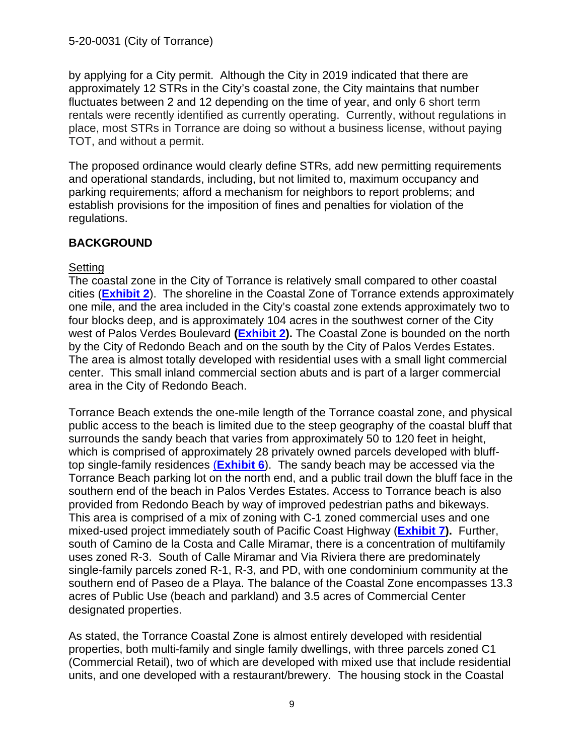by applying for a City permit. Although the City in 2019 indicated that there are approximately 12 STRs in the City's coastal zone, the City maintains that number fluctuates between 2 and 12 depending on the time of year, and only 6 short term rentals were recently identified as currently operating. Currently, without regulations in place, most STRs in Torrance are doing so without a business license, without paying TOT, and without a permit.

The proposed ordinance would clearly define STRs, add new permitting requirements and operational standards, including, but not limited to, maximum occupancy and parking requirements; afford a mechanism for neighbors to report problems; and establish provisions for the imposition of fines and penalties for violation of the regulations.

## BACKGROUND

### Setting

The coastal zone in the City of Torrance is relatively small compared to other coastal cities (**Exhibit 2**). The shoreline in the Coastal Zone of Torrance extends approximately one mile, and the area included in the City's coastal zone extends approximately two to four blocks deep, and is approximately 104 acres in the southwest corner of the City west of Palos Verdes Boulevard **(Exhibit 2).** The Coastal Zone is bounded on the north by the City of Redondo Beach and on the south by the City of Palos Verdes Estates. The area is almost totally developed with residential uses with a small light commercial center. This small inland commercial section abuts and is part of a larger commercial area in the City of Redondo Beach.

Torrance Beach extends the one-mile length of the Torrance coastal zone, and physical public access to the beach is limited due to the steep geography of the coastal bluff that surrounds the sandy beach that varies from approximately 50 to 120 feet in height, which is comprised of approximately 28 privately owned parcels developed with bluff-top single-family residences (**Exhibit 6**). The sandy beach may be accessed via the Torrance Beach parking lot on the north end, and a public trail down the bluff face in the southern end of the beach in Palos Verdes Estates. Access to Torrance beach is also provided from Redondo Beach by way of improved pedestrian paths and bikeways. This area is comprised of a mix of zoning with C-1 zoned commercial uses and one mixed-used project immediately south of Pacific Coast Highway (**Exhibit 7).** Further, south of Camino de la Costa and Calle Miramar, there is a concentration of multifamily uses zoned R-3. South of Calle Miramar and Via Riviera there are predominately single-family parcels zoned R-1, R-3, and PD, with one condominium community at the southern end of Paseo de a Playa. The balance of the Coastal Zone encompasses 13.3 acres of Public Use (beach and parkland) and 3.5 acres of Commercial Center designated properties.

As stated, the Torrance Coastal Zone is almost entirely developed with residential properties, both multi-family and single family dwellings, with three parcels zoned C1 (Commercial Retail), two of which are developed with mixed use that include residential units, and one developed with a restaurant/brewery. The housing stock in the Coastal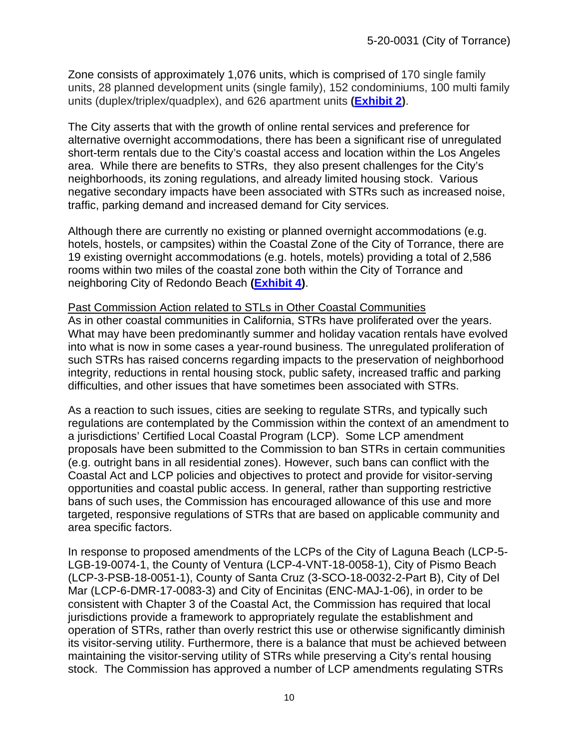Zone consists of approximately 1,076 units, which is comprised of 170 single family units, 28 planned development units (single family), 152 condominiums, 100 multi family units (duplex/triplex/quadplex), and 626 apartment units **(Exhibit 2)**.

The City asserts that with the growth of online rental services and preference for alternative overnight accommodations, there has been a significant rise of unregulated short-term rentals due to the City's coastal access and location within the Los Angeles area. While there are benefits to STRs, they also present challenges for the City's neighborhoods, its zoning regulations, and already limited housing stock. Various negative secondary impacts have been associated with STRs such as increased noise, traffic, parking demand and increased demand for City services.

Although there are currently no existing or planned overnight accommodations (e.g. hotels, hostels, or campsites) within the Coastal Zone of the City of Torrance, there are 19 existing overnight accommodations (e.g. hotels, motels) providing a total of 2,586 rooms within two miles of the coastal zone both within the City of Torrance and neighboring City of Redondo Beach **(Exhibit 4)**.

<u>Past Commission Action related to STLs in Other Coastal Communities</u>

As in other coastal communities in California, STRs have proliferated over the years. What may have been predominantly summer and holiday vacation rentals have evolved into what is now in some cases a year-round business. The unregulated proliferation of such STRs has raised concerns regarding impacts to the preservation of neighborhood integrity, reductions in rental housing stock, public safety, increased traffic and parking difficulties, and other issues that have sometimes been associated with STRs.

As a reaction to such issues, cities are seeking to regulate STRs, and typically such regulations are contemplated by the Commission within the context of an amendment to a jurisdictions' Certified Local Coastal Program (LCP). Some LCP amendment proposals have been submitted to the Commission to ban STRs in certain communities (e.g. outright bans in all residential zones). However, such bans can conflict with the Coastal Act and LCP policies and objectives to protect and provide for visitor-serving opportunities and coastal public access. In general, rather than supporting restrictive bans of such uses, the Commission has encouraged allowance of this use and more targeted, responsive regulations of STRs that are based on applicable community and area specific factors.

In response to proposed amendments of the LCPs of the City of Laguna Beach (LCP-5-LGB-19-0074-1, the County of Ventura (LCP-4-VNT-18-0058-1), City of Pismo Beach (LCP-3-PSB-18-0051-1), County of Santa Cruz (3-SCO-18-0032-2-Part B), City of Del Mar (LCP-6-DMR-17-0083-3) and City of Encinitas (ENC-MAJ-1-06), in order to be consistent with Chapter 3 of the Coastal Act, the Commission has required that local jurisdictions provide a framework to appropriately regulate the establishment and operation of STRs, rather than overly restrict this use or otherwise significantly diminish its visitor-serving utility. Furthermore, there is a balance that must be achieved between maintaining the visitor-serving utility of STRs while preserving a City's rental housing stock. The Commission has approved a number of LCP amendments regulating STRs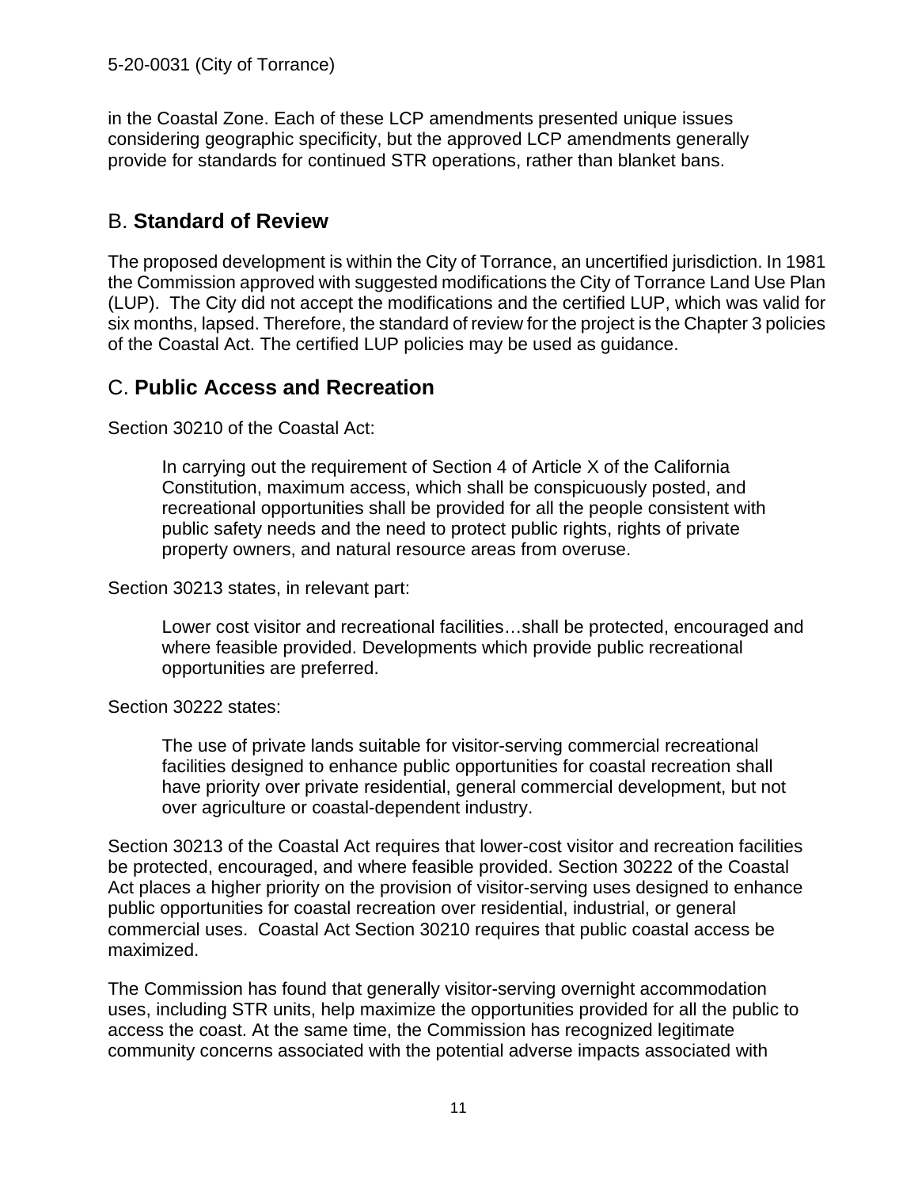in the Coastal Zone. Each of these LCP amendments presented unique issues considering geographic specificity, but the approved LCP amendments generally provide for standards for continued STR operations, rather than blanket bans.

## B. **Standard of Review**

The proposed development is within the City of Torrance, an uncertified jurisdiction. In 1981 the Commission approved with suggested modifications the City of Torrance Land Use Plan (LUP). The City did not accept the modifications and the certified LUP, which was valid for six months, lapsed. Therefore, the standard of review for the project is the Chapter 3 policies of the Coastal Act. The certified LUP policies may be used as guidance.

## C. **Public Access and Recreation**

Section 30210 of the Coastal Act:

> In carrying out the requirement of Section 4 of Article X of the California Constitution, maximum access, which shall be conspicuously posted, and recreational opportunities shall be provided for all the people consistent with public safety needs and the need to protect public rights, rights of private property owners, and natural resource areas from overuse.

Section 30213 states, in relevant part:

> Lower cost visitor and recreational facilities…shall be protected, encouraged and where feasible provided. Developments which provide public recreational opportunities are preferred.

Section 30222 states:

> The use of private lands suitable for visitor-serving commercial recreational facilities designed to enhance public opportunities for coastal recreation shall have priority over private residential, general commercial development, but not over agriculture or coastal-dependent industry.

Section 30213 of the Coastal Act requires that lower-cost visitor and recreation facilities be protected, encouraged, and where feasible provided. Section 30222 of the Coastal Act places a higher priority on the provision of visitor-serving uses designed to enhance public opportunities for coastal recreation over residential, industrial, or general commercial uses. Coastal Act Section 30210 requires that public coastal access be maximized.

The Commission has found that generally visitor-serving overnight accommodation uses, including STR units, help maximize the opportunities provided for all the public to access the coast. At the same time, the Commission has recognized legitimate community concerns associated with the potential adverse impacts associated with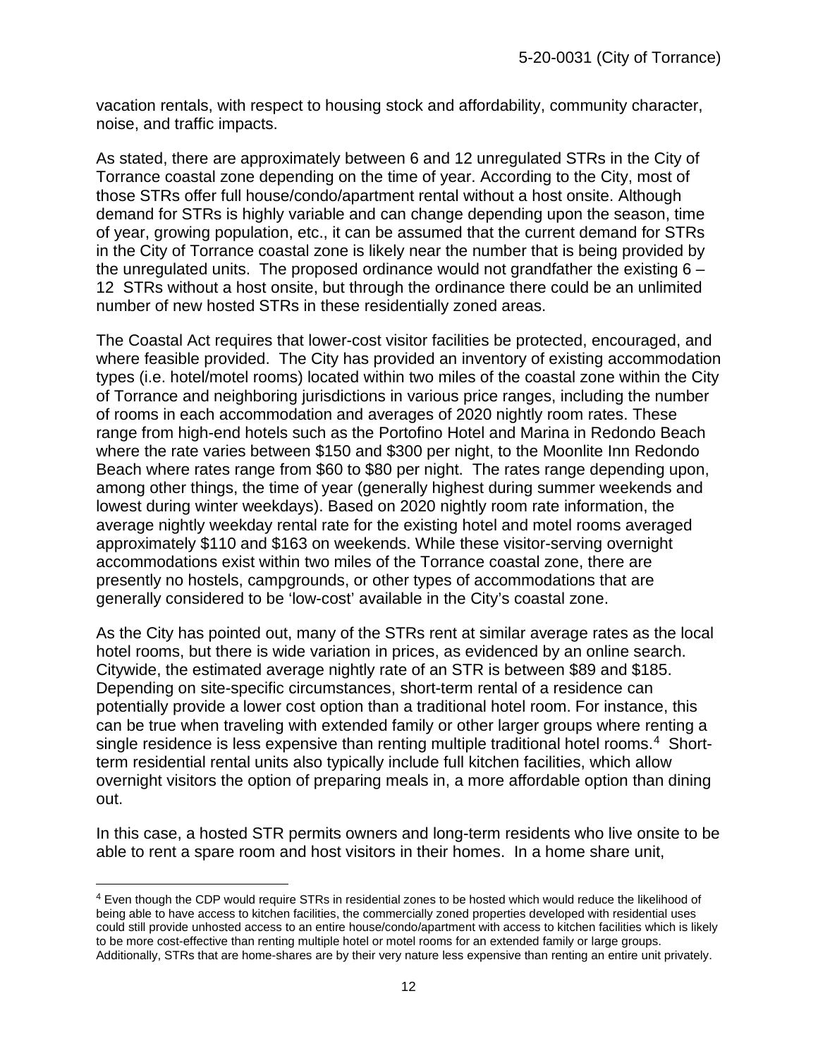vacation rentals, with respect to housing stock and affordability, community character, noise, and traffic impacts.

As stated, there are approximately between 6 and 12 unregulated STRs in the City of Torrance coastal zone depending on the time of year. According to the City, most of those STRs offer full house/condo/apartment rental without a host onsite. Although demand for STRs is highly variable and can change depending upon the season, time of year, growing population, etc., it can be assumed that the current demand for STRs in the City of Torrance coastal zone is likely near the number that is being provided by the unregulated units. The proposed ordinance would not grandfather the existing 6 – 12 STRs without a host onsite, but through the ordinance there could be an unlimited number of new hosted STRs in these residentially zoned areas.

The Coastal Act requires that lower-cost visitor facilities be protected, encouraged, and where feasible provided. The City has provided an inventory of existing accommodation types (i.e. hotel/motel rooms) located within two miles of the coastal zone within the City of Torrance and neighboring jurisdictions in various price ranges, including the number of rooms in each accommodation and averages of 2020 nightly room rates. These range from high-end hotels such as the Portofino Hotel and Marina in Redondo Beach where the rate varies between $150 and $300 per night, to the Moonlite Inn Redondo Beach where rates range from $60 to $80 per night. The rates range depending upon, among other things, the time of year (generally highest during summer weekends and lowest during winter weekdays). Based on 2020 nightly room rate information, the average nightly weekday rental rate for the existing hotel and motel rooms averaged approximately $110 and $163 on weekends. While these visitor-serving overnight accommodations exist within two miles of the Torrance coastal zone, there are presently no hostels, campgrounds, or other types of accommodations that are generally considered to be 'low-cost' available in the City's coastal zone.

As the City has pointed out, many of the STRs rent at similar average rates as the local hotel rooms, but there is wide variation in prices, as evidenced by an online search. Citywide, the estimated average nightly rate of an STR is between $89 and $185. Depending on site-specific circumstances, short-term rental of a residence can potentially provide a lower cost option than a traditional hotel room. For instance, this can be true when traveling with extended family or other larger groups where renting a single residence is less expensive than renting multiple traditional hotel rooms.[4] Short-term residential rental units also typically include full kitchen facilities, which allow overnight visitors the option of preparing meals in, a more affordable option than dining out.

In this case, a hosted STR permits owners and long-term residents who live onsite to be able to rent a spare room and host visitors in their homes. In a home share unit,

[4] Even though the CDP would require STRs in residential zones to be hosted which would reduce the likelihood of being able to have access to kitchen facilities, the commercially zoned properties developed with residential uses could still provide unhosted access to an entire house/condo/apartment with access to kitchen facilities which is likely to be more cost-effective than renting multiple hotel or motel rooms for an extended family or large groups. Additionally, STRs that are home-shares are by their very nature less expensive than renting an entire unit privately.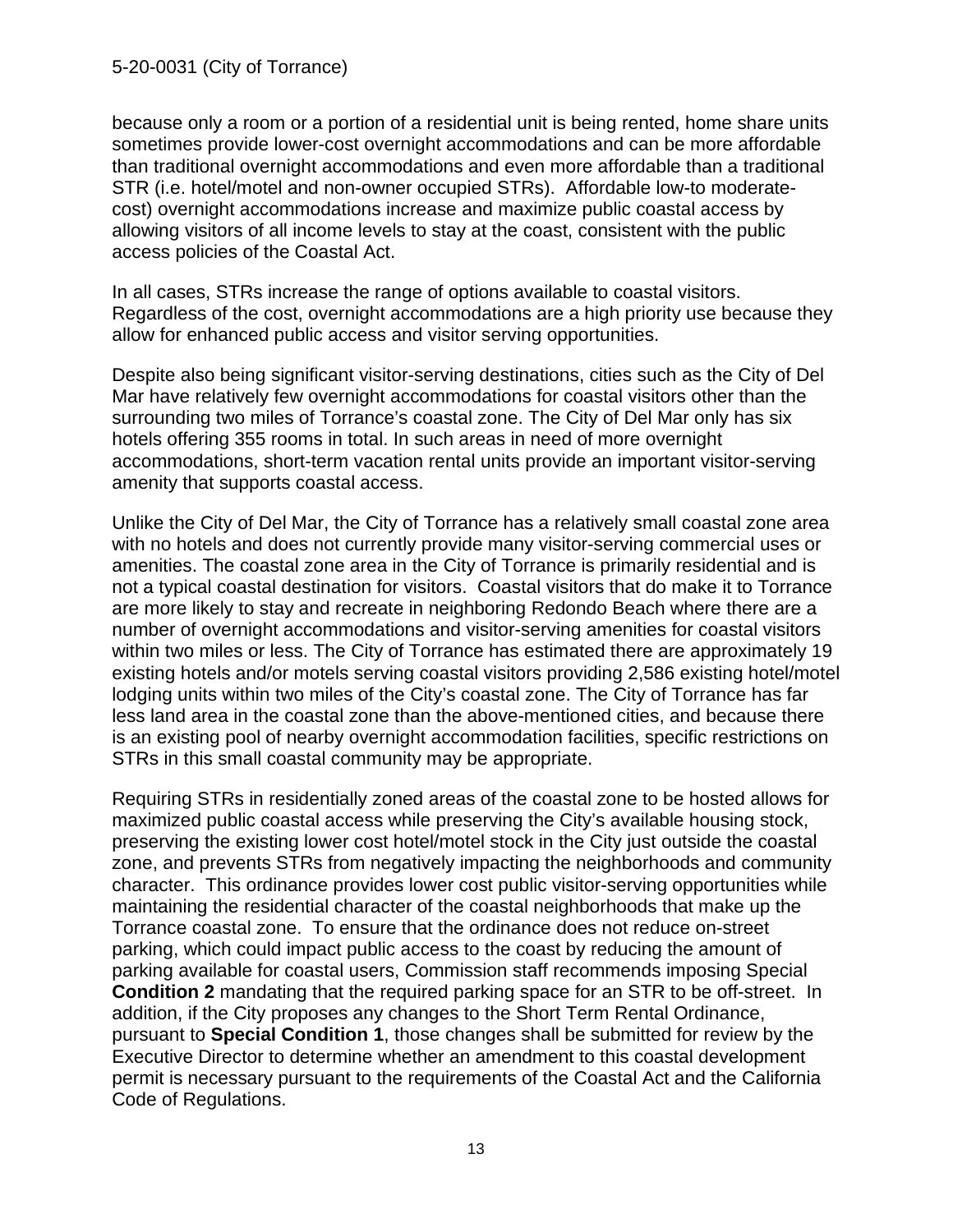because only a room or a portion of a residential unit is being rented, home share units sometimes provide lower-cost overnight accommodations and can be more affordable than traditional overnight accommodations and even more affordable than a traditional STR (i.e. hotel/motel and non-owner occupied STRs). Affordable low-to moderate-cost) overnight accommodations increase and maximize public coastal access by allowing visitors of all income levels to stay at the coast, consistent with the public access policies of the Coastal Act.

In all cases, STRs increase the range of options available to coastal visitors. Regardless of the cost, overnight accommodations are a high priority use because they allow for enhanced public access and visitor serving opportunities.

Despite also being significant visitor-serving destinations, cities such as the City of Del Mar have relatively few overnight accommodations for coastal visitors other than the surrounding two miles of Torrance's coastal zone. The City of Del Mar only has six hotels offering 355 rooms in total. In such areas in need of more overnight accommodations, short-term vacation rental units provide an important visitor-serving amenity that supports coastal access.

Unlike the City of Del Mar, the City of Torrance has a relatively small coastal zone area with no hotels and does not currently provide many visitor-serving commercial uses or amenities. The coastal zone area in the City of Torrance is primarily residential and is not a typical coastal destination for visitors. Coastal visitors that do make it to Torrance are more likely to stay and recreate in neighboring Redondo Beach where there are a number of overnight accommodations and visitor-serving amenities for coastal visitors within two miles or less. The City of Torrance has estimated there are approximately 19 existing hotels and/or motels serving coastal visitors providing 2,586 existing hotel/motel lodging units within two miles of the City's coastal zone. The City of Torrance has far less land area in the coastal zone than the above-mentioned cities, and because there is an existing pool of nearby overnight accommodation facilities, specific restrictions on STRs in this small coastal community may be appropriate.

Requiring STRs in residentially zoned areas of the coastal zone to be hosted allows for maximized public coastal access while preserving the City's available housing stock, preserving the existing lower cost hotel/motel stock in the City just outside the coastal zone, and prevents STRs from negatively impacting the neighborhoods and community character. This ordinance provides lower cost public visitor-serving opportunities while maintaining the residential character of the coastal neighborhoods that make up the Torrance coastal zone. To ensure that the ordinance does not reduce on-street parking, which could impact public access to the coast by reducing the amount of parking available for coastal users, Commission staff recommends imposing Special **Condition 2** mandating that the required parking space for an STR to be off-street. In addition, if the City proposes any changes to the Short Term Rental Ordinance, pursuant to **Special Condition 1**, those changes shall be submitted for review by the Executive Director to determine whether an amendment to this coastal development permit is necessary pursuant to the requirements of the Coastal Act and the California Code of Regulations.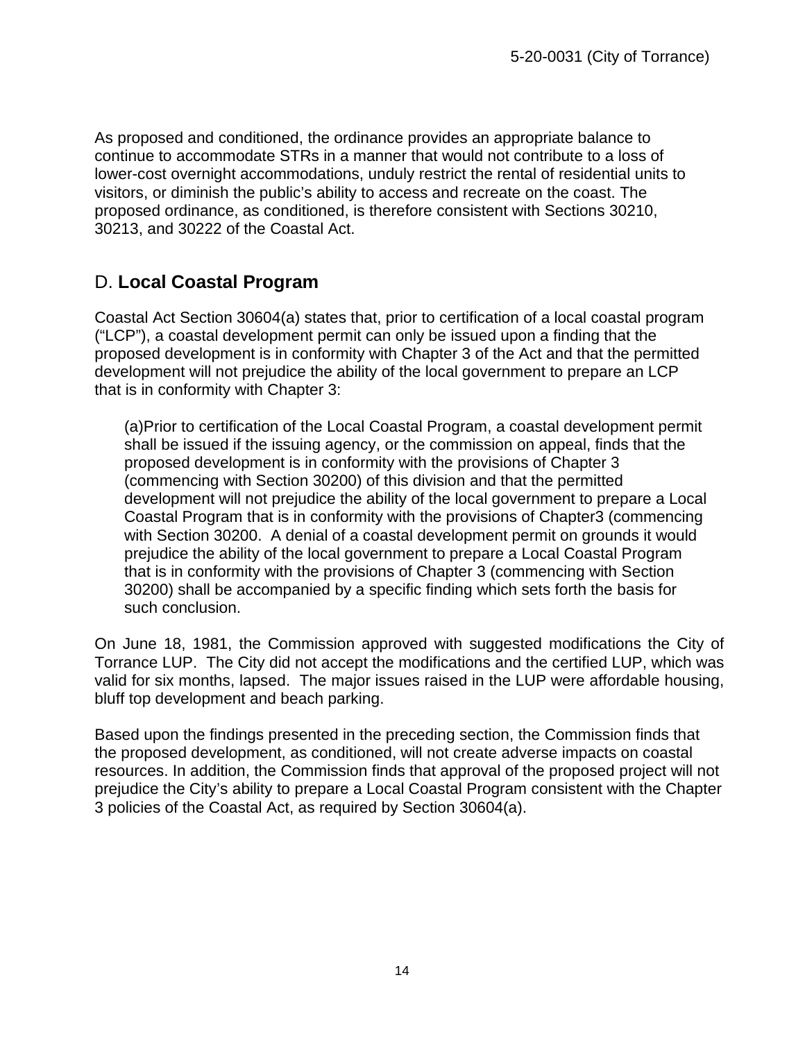As proposed and conditioned, the ordinance provides an appropriate balance to continue to accommodate STRs in a manner that would not contribute to a loss of lower-cost overnight accommodations, unduly restrict the rental of residential units to visitors, or diminish the public's ability to access and recreate on the coast. The proposed ordinance, as conditioned, is therefore consistent with Sections 30210, 30213, and 30222 of the Coastal Act.

## D. **Local Coastal Program**

Coastal Act Section 30604(a) states that, prior to certification of a local coastal program ("LCP"), a coastal development permit can only be issued upon a finding that the proposed development is in conformity with Chapter 3 of the Act and that the permitted development will not prejudice the ability of the local government to prepare an LCP that is in conformity with Chapter 3:

> (a)Prior to certification of the Local Coastal Program, a coastal development permit shall be issued if the issuing agency, or the commission on appeal, finds that the proposed development is in conformity with the provisions of Chapter 3 (commencing with Section 30200) of this division and that the permitted development will not prejudice the ability of the local government to prepare a Local Coastal Program that is in conformity with the provisions of Chapter3 (commencing with Section 30200. A denial of a coastal development permit on grounds it would prejudice the ability of the local government to prepare a Local Coastal Program that is in conformity with the provisions of Chapter 3 (commencing with Section 30200) shall be accompanied by a specific finding which sets forth the basis for such conclusion.

On June 18, 1981, the Commission approved with suggested modifications the City of Torrance LUP. The City did not accept the modifications and the certified LUP, which was valid for six months, lapsed. The major issues raised in the LUP were affordable housing, bluff top development and beach parking.

Based upon the findings presented in the preceding section, the Commission finds that the proposed development, as conditioned, will not create adverse impacts on coastal resources. In addition, the Commission finds that approval of the proposed project will not prejudice the City's ability to prepare a Local Coastal Program consistent with the Chapter 3 policies of the Coastal Act, as required by Section 30604(a).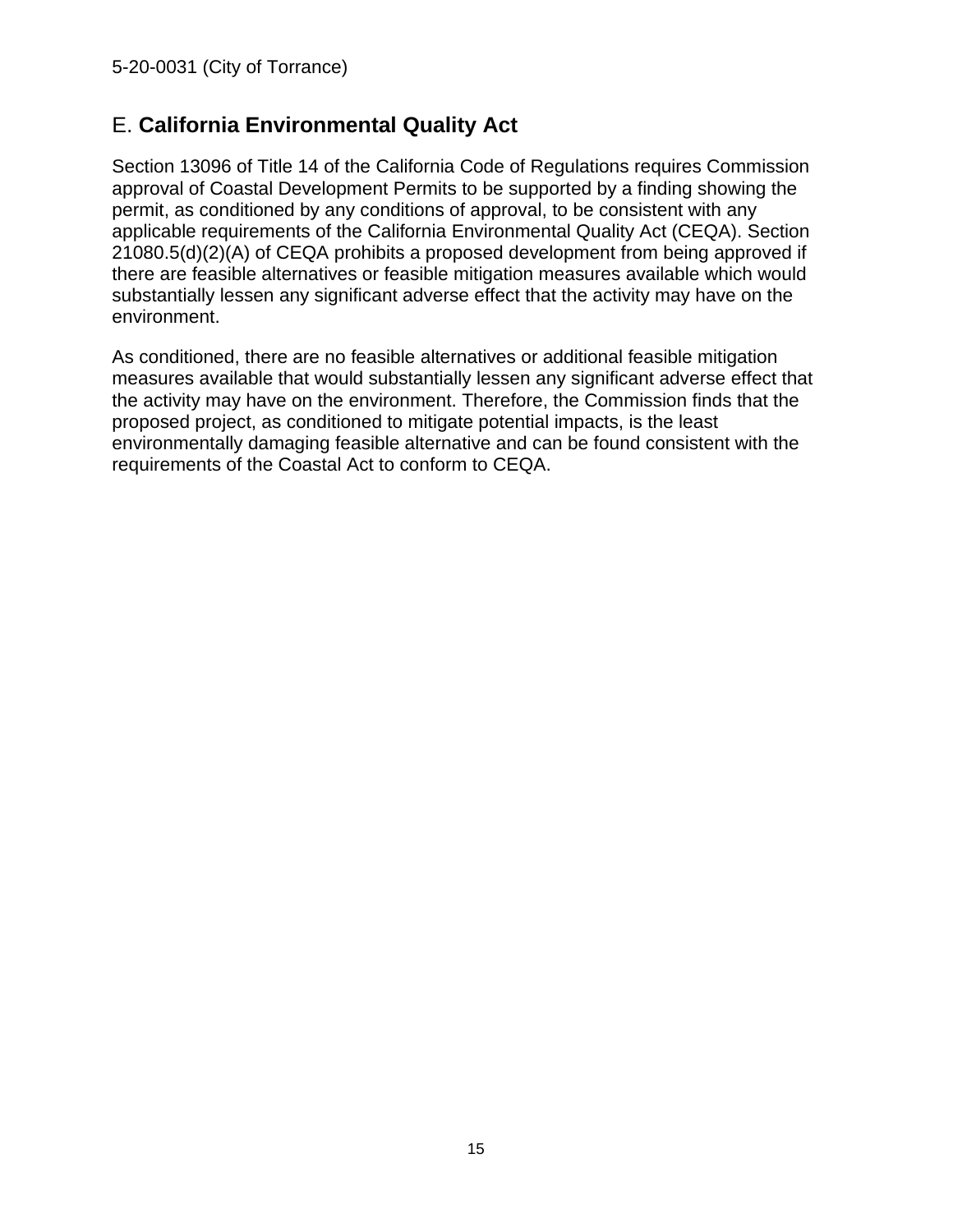## E. **California Environmental Quality Act**

Section 13096 of Title 14 of the California Code of Regulations requires Commission approval of Coastal Development Permits to be supported by a finding showing the permit, as conditioned by any conditions of approval, to be consistent with any applicable requirements of the California Environmental Quality Act (CEQA). Section 21080.5(d)(2)(A) of CEQA prohibits a proposed development from being approved if there are feasible alternatives or feasible mitigation measures available which would substantially lessen any significant adverse effect that the activity may have on the environment.

As conditioned, there are no feasible alternatives or additional feasible mitigation measures available that would substantially lessen any significant adverse effect that the activity may have on the environment. Therefore, the Commission finds that the proposed project, as conditioned to mitigate potential impacts, is the least environmentally damaging feasible alternative and can be found consistent with the requirements of the Coastal Act to conform to CEQA.